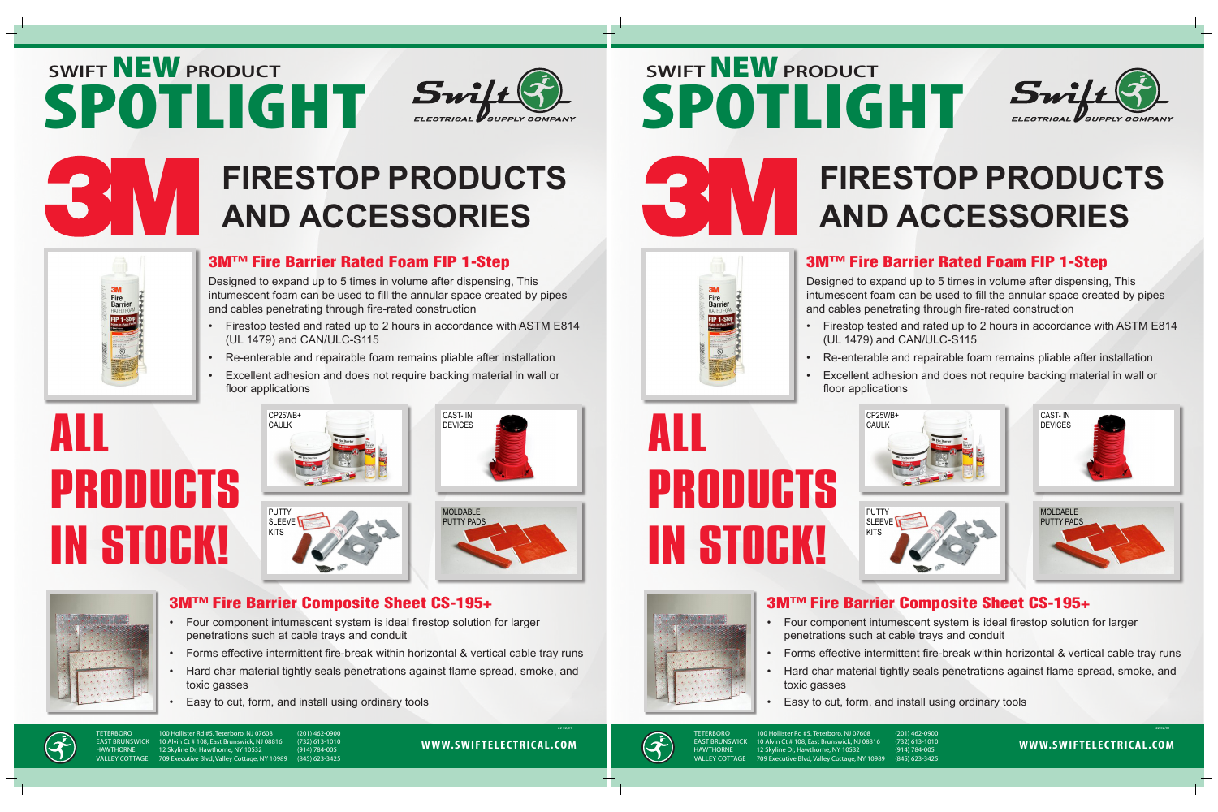# SWIFT NEW PRODUCT SPOTLIGHT

Swift ELECTRICAL SUPPLY COMPANY

# 3M FIRESTOP PRODUCTS AND ACCESSORIES

## 3M™ Fire Barrier Rated Foam FIP 1-Step

Designed to expand up to 5 times in volume after dispensing, This intumescent foam can be used to fill the annular space created by pipes and cables penetrating through fire-rated construction

- Firestop tested and rated up to 2 hours in accordance with ASTM E814 (UL 1479) and CAN/ULC-S115
- Re-enterable and repairable foam remains pliable after installation
- Excellent adhesion and does not require backing material in wall or floor applications

## ALL PRODUCTS IN STOCK!

- CP25WB+ CAULK
- CAST- IN DEVICES
- PUTTY SLEEVE KITS
- MOLDABLE PUTTY PADS

## 3M™ Fire Barrier Composite Sheet CS-195+

- Four component intumescent system is ideal firestop solution for larger penetrations such at cable trays and conduit
- Forms effective intermittent fire-break within horizontal & vertical cable tray runs
- Hard char material tightly seals penetrations against flame spread, smoke, and toxic gasses
- Easy to cut, form, and install using ordinary tools

| | | |
|---|---|---|
| TETERBORO | 100 Hollister Rd #5, Teterboro, NJ 07608 | (201) 462-0900 |
| EAST BRUNSWICK | 10 Alvin Ct # 108, East Brunswick, NJ 08816 | (732) 613-1010 |
| HAWTHORNE | 12 Skyline Dr, Hawthorne, NY 10532 | (914) 784-005 |
| VALLEY COTTAGE | 709 Executive Blvd, Valley Cottage, NY 10989 | (845) 623-3425 |

WWW.SWIFTELECTRICAL.COM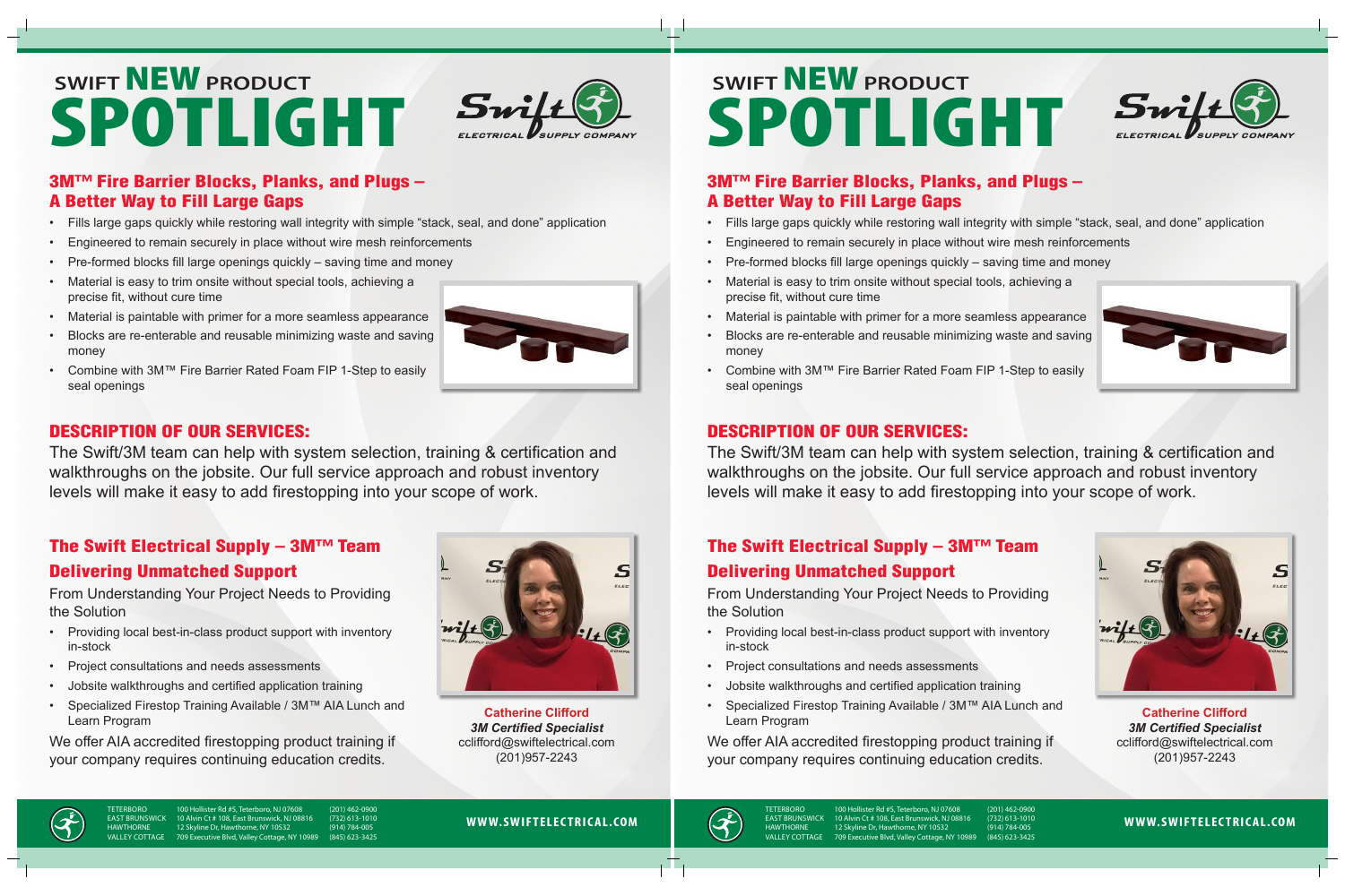# SWIFT NEW PRODUCT SPOTLIGHT

Swift ELECTRICAL SUPPLY COMPANY

## 3M™ Fire Barrier Blocks, Planks, and Plugs – A Better Way to Fill Large Gaps

- Fills large gaps quickly while restoring wall integrity with simple "stack, seal, and done" application
- Engineered to remain securely in place without wire mesh reinforcements
- Pre-formed blocks fill large openings quickly – saving time and money
- Material is easy to trim onsite without special tools, achieving a precise fit, without cure time
- Material is paintable with primer for a more seamless appearance
- Blocks are re-enterable and reusable minimizing waste and saving money
- Combine with 3M™ Fire Barrier Rated Foam FIP 1-Step to easily seal openings

## DESCRIPTION OF OUR SERVICES:

The Swift/3M team can help with system selection, training & certification and walkthroughs on the jobsite. Our full service approach and robust inventory levels will make it easy to add firestopping into your scope of work.

## The Swift Electrical Supply – 3M™ Team Delivering Unmatched Support

From Understanding Your Project Needs to Providing the Solution

- Providing local best-in-class product support with inventory in-stock
- Project consultations and needs assessments
- Jobsite walkthroughs and certified application training
- Specialized Firestop Training Available / 3M™ AIA Lunch and Learn Program

We offer AIA accredited firestopping product training if your company requires continuing education credits.

**Catherine Clifford**
***3M Certified Specialist***
cclifford@swiftelectrical.com
(201)957-2243

| | | |
|---|---|---|
| TETERBORO | 100 Hollister Rd #5, Teterboro, NJ 07608 | (201) 462-0900 |
| EAST BRUNSWICK | 10 Alvin Ct # 108, East Brunswick, NJ 08816 | (732) 613-1010 |
| HAWTHORNE | 12 Skyline Dr, Hawthorne, NY 10532 | (914) 784-005 |
| VALLEY COTTAGE | 709 Executive Blvd, Valley Cottage, NY 10989 | (845) 623-3425 |

WWW.SWIFTELECTRICAL.COM